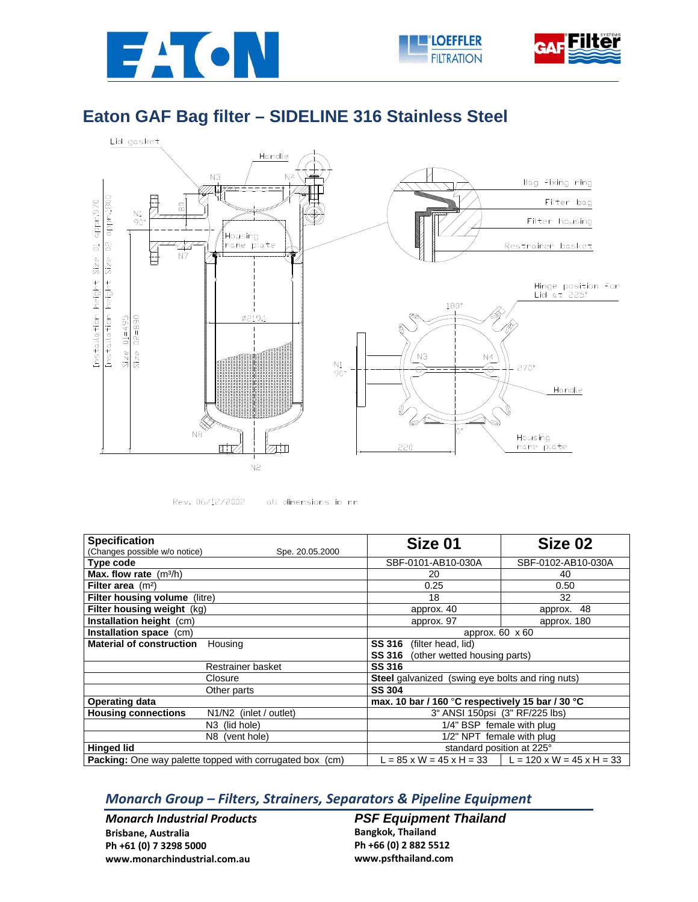# Eaton GAF Bag filter – SIDELINE 316 Stainless Steel

Rev. 06/12/2002 all dimensions in mm

| Specification (Changes possible w/o notice) Spe. 20.05.2000 | Size 01 | Size 02 |
|---|---|---|
| **Type code** | SBF-0101-AB10-030A | SBF-0102-AB10-030A |
| **Max. flow rate** ($m^3/h$) | 20 | 40 |
| **Filter area** ($m^2$) | 0.25 | 0.50 |
| **Filter housing volume** (litre) | 18 | 32 |
| **Filter housing weight** (kg) | approx. 40 | approx. 48 |
| **Installation height** (cm) | approx. 97 | approx. 180 |
| **Installation space** (cm) | approx. 60 x 60 | |
| **Material of construction** Housing | **SS 316** (filter head, lid)<br>**SS 316** (other wetted housing parts) | |
| Restrainer basket | **SS 316** | |
| Closure | **Steel** galvanized (swing eye bolts and ring nuts) | |
| Other parts | **SS 304** | |
| **Operating data** | **max. 10 bar / 160 °C respectively 15 bar / 30 °C** | |
| **Housing connections** N1/N2 (inlet / outlet) | 3" ANSI 150psi (3" RF/225 lbs) | |
| N3 (lid hole) | 1/4" BSP female with plug | |
| N8 (vent hole) | 1/2" NPT female with plug | |
| **Hinged lid** | standard position at 225° | |
| **Packing:** One way palette topped with corrugated box (cm) | L = 85 x W = 45 x H = 33 | L = 120 x W = 45 x H = 33 |

## *Monarch Group – Filters, Strainers, Separators & Pipeline Equipment*

***Monarch Industrial Products***
**Brisbane, Australia**
**Ph +61 (0) 7 3298 5000**
**www.monarchindustrial.com.au**

***PSF Equipment Thailand***
**Bangkok, Thailand**
**Ph +66 (0) 2 882 5512**
**www.psfthailand.com**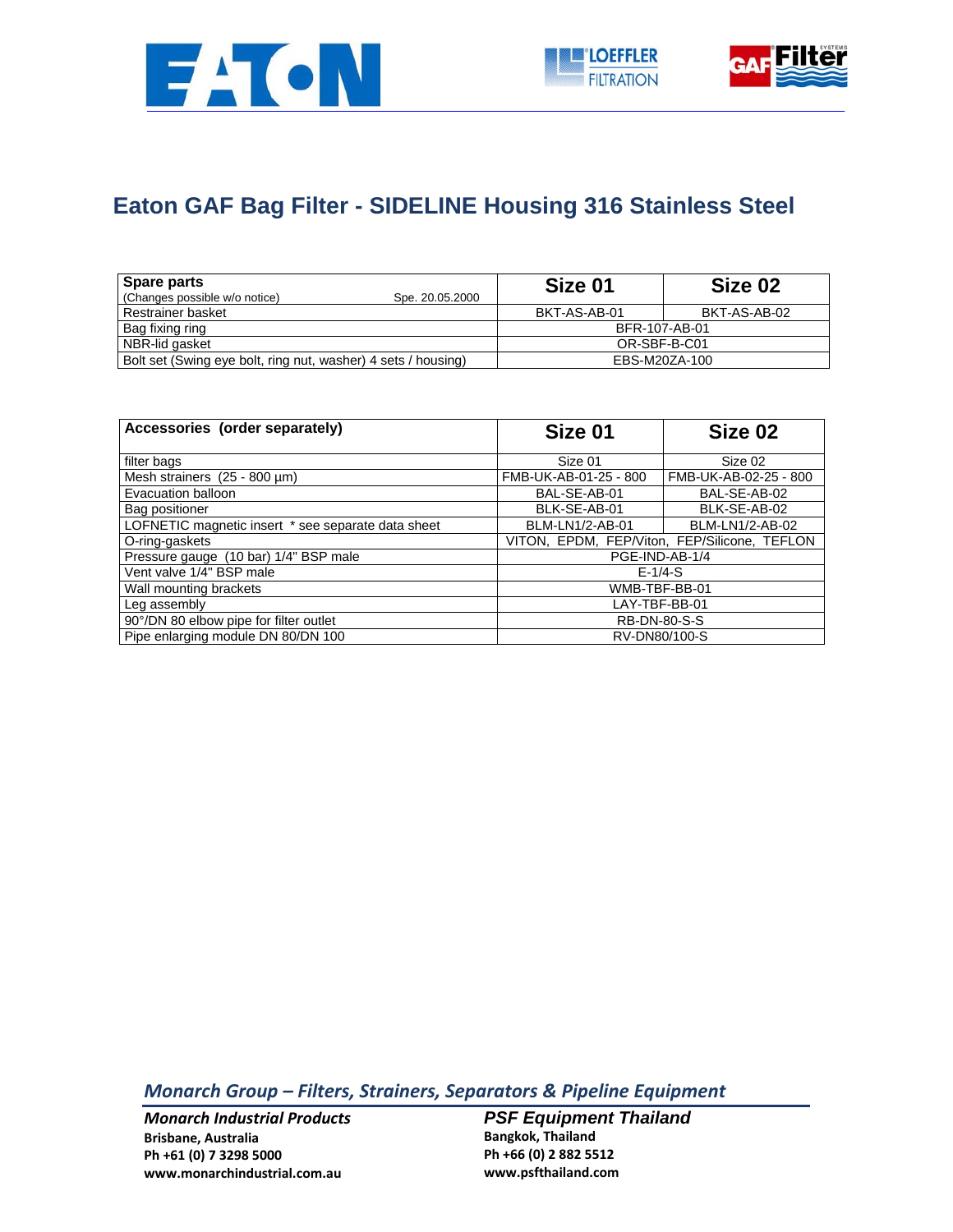# Eaton GAF Bag Filter - SIDELINE Housing 316 Stainless Steel

| **Spare parts**<br>(Changes possible w/o notice) Spe. 20.05.2000 | **Size 01** | **Size 02** |
|---|---|---|
| Restrainer basket | BKT-AS-AB-01 | BKT-AS-AB-02 |
| Bag fixing ring | BFR-107-AB-01 | |
| NBR-lid gasket | OR-SBF-B-C01 | |
| Bolt set (Swing eye bolt, ring nut, washer) 4 sets / housing) | EBS-M20ZA-100 | |

| **Accessories (order separately)** | **Size 01** | **Size 02** |
|---|---|---|
| filter bags | Size 01 | Size 02 |
| Mesh strainers (25 - 800 µm) | FMB-UK-AB-01-25 - 800 | FMB-UK-AB-02-25 - 800 |
| Evacuation balloon | BAL-SE-AB-01 | BAL-SE-AB-02 |
| Bag positioner | BLK-SE-AB-01 | BLK-SE-AB-02 |
| LOFNETIC magnetic insert * see separate data sheet | BLM-LN1/2-AB-01 | BLM-LN1/2-AB-02 |
| O-ring-gaskets | VITON, EPDM, FEP/Viton, FEP/Silicone, TEFLON | |
| Pressure gauge (10 bar) 1/4" BSP male | PGE-IND-AB-1/4 | |
| Vent valve 1/4" BSP male | E-1/4-S | |
| Wall mounting brackets | WMB-TBF-BB-01 | |
| Leg assembly | LAY-TBF-BB-01 | |
| 90°/DN 80 elbow pipe for filter outlet | RB-DN-80-S-S | |
| Pipe enlarging module DN 80/DN 100 | RV-DN80/100-S | |

*Monarch Group – Filters, Strainers, Separators & Pipeline Equipment*

*Monarch Industrial Products*
**Brisbane, Australia**
**Ph +61 (0) 7 3298 5000**
**www.monarchindustrial.com.au**

*PSF Equipment Thailand*
**Bangkok, Thailand**
**Ph +66 (0) 2 882 5512**
**www.psfthailand.com**